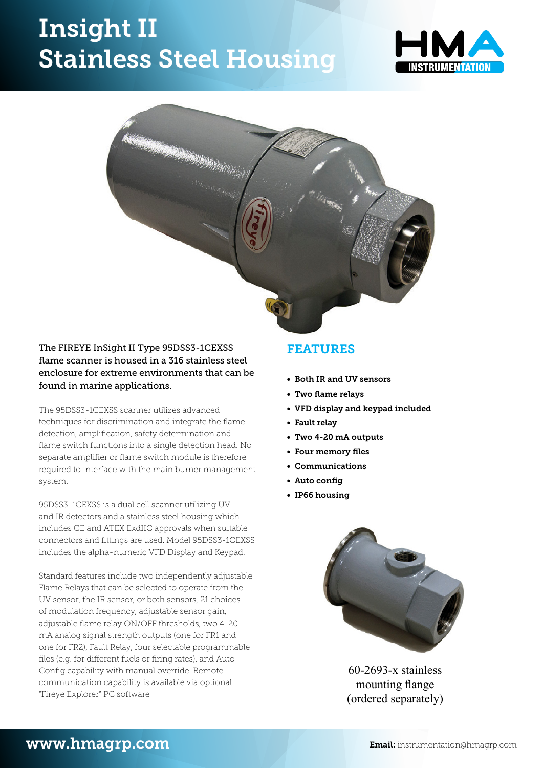# Insight II
# Stainless Steel Housing

The FIREYE InSight II Type 95DSS3-1CEXSS flame scanner is housed in a 316 stainless steel enclosure for extreme environments that can be found in marine applications.

The 95DSS3-1CEXSS scanner utilizes advanced techniques for discrimination and integrate the flame detection, amplification, safety determination and flame switch functions into a single detection head. No separate amplifier or flame switch module is therefore required to interface with the main burner management system.

95DSS3-1CEXSS is a dual cell scanner utilizing UV and IR detectors and a stainless steel housing which includes CE and ATEX ExdIIC approvals when suitable connectors and fittings are used. Model 95DSS3-1CEXSS includes the alpha-numeric VFD Display and Keypad.

Standard features include two independently adjustable Flame Relays that can be selected to operate from the UV sensor, the IR sensor, or both sensors, 21 choices of modulation frequency, adjustable sensor gain, adjustable flame relay ON/OFF thresholds, two 4-20 mA analog signal strength outputs (one for FR1 and one for FR2), Fault Relay, four selectable programmable files (e.g. for different fuels or firing rates), and Auto Config capability with manual override. Remote communication capability is available via optional "Fireye Explorer" PC software

## FEATURES

- **Both IR and UV sensors**
- **Two flame relays**
- **VFD display and keypad included**
- **Fault relay**
- **Two 4-20 mA outputs**
- **Four memory files**
- **Communications**
- **Auto config**
- **IP66 housing**

60-2693-x stainless mounting flange (ordered separately)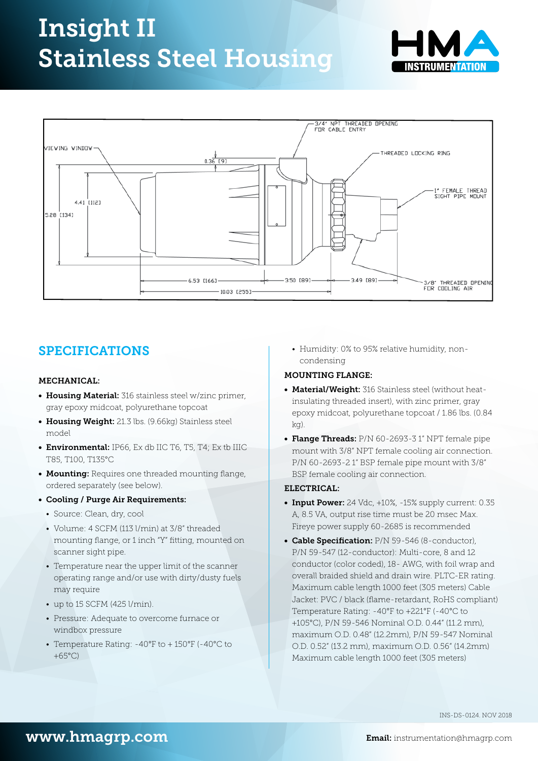# Insight II Stainless Steel Housing

HMA INSTRUMENTATION

3/4" NPT THREADED OPENING FOR CABLE ENTRY

VIEWING WINDOW

THREADED LOCKING RING

0.36 [9]

1" FEMALE THREAD SIGHT PIPE MOUNT

4.41 [112]

5.28 [134]

6.53 [166]

3.50 [89]

3.49 [89]

10.03 [255]

3/8" THREADED OPENING FOR COOLING AIR

## SPECIFICATIONS

### MECHANICAL:

- **Housing Material:** 316 stainless steel w/zinc primer, gray epoxy midcoat, polyurethane topcoat
- **Housing Weight:** 21.3 lbs. (9.66kg) Stainless steel model
- **Environmental:** IP66, Ex db IIC T6, T5, T4; Ex tb IIIC T85, T100, T135°C
- **Mounting:** Requires one threaded mounting flange, ordered separately (see below).
- **Cooling / Purge Air Requirements:**
  - Source: Clean, dry, cool
  - Volume: 4 SCFM (113 l/min) at 3/8" threaded mounting flange, or 1 inch "Y" fitting, mounted on scanner sight pipe.
  - Temperature near the upper limit of the scanner operating range and/or use with dirty/dusty fuels may require
  - up to 15 SCFM (425 l/min).
  - Pressure: Adequate to overcome furnace or windbox pressure
  - Temperature Rating: -40°F to + 150°F (-40°C to +65°C)
  - Humidity: 0% to 95% relative humidity, non-condensing

### MOUNTING FLANGE:

- **Material/Weight:** 316 Stainless steel (without heat-insulating threaded insert), with zinc primer, gray epoxy midcoat, polyurethane topcoat / 1.86 lbs. (0.84 kg).
- **Flange Threads:** P/N 60-2693-3 1" NPT female pipe mount with 3/8" NPT female cooling air connection. P/N 60-2693-2 1" BSP female pipe mount with 3/8" BSP female cooling air connection.

### ELECTRICAL:

- **Input Power:** 24 Vdc, +10%, -15% supply current: 0.35 A, 8.5 VA, output rise time must be 20 msec Max. Fireye power supply 60-2685 is recommended
- **Cable Specification:** P/N 59-546 (8-conductor), P/N 59-547 (12-conductor): Multi-core, 8 and 12 conductor (color coded), 18- AWG, with foil wrap and overall braided shield and drain wire. PLTC-ER rating. Maximum cable length 1000 feet (305 meters) Cable Jacket: PVC / black (flame-retardant, RoHS compliant) Temperature Rating: -40°F to +221°F (-40°C to +105°C), P/N 59-546 Nominal O.D. 0.44" (11.2 mm), maximum O.D. 0.48" (12.2mm), P/N 59-547 Nominal O.D. 0.52" (13.2 mm), maximum O.D. 0.56" (14.2mm) Maximum cable length 1000 feet (305 meters)

INS-DS-0124. NOV 2018

www.hmagrp.com

**Email:** instrumentation@hmagrp.com